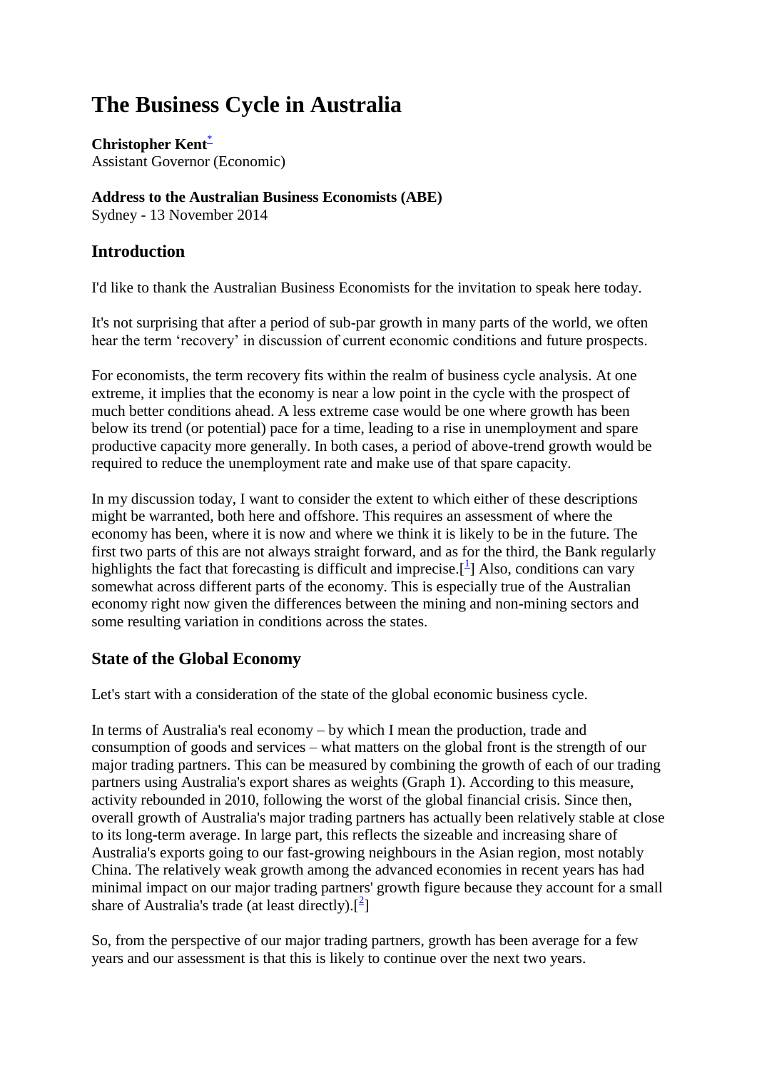# The Business Cycle in Australia

**Christopher Kent**[*]
Assistant Governor (Economic)

**Address to the Australian Business Economists (ABE)**
Sydney - 13 November 2014

## Introduction

I'd like to thank the Australian Business Economists for the invitation to speak here today.

It's not surprising that after a period of sub-par growth in many parts of the world, we often hear the term 'recovery' in discussion of current economic conditions and future prospects.

For economists, the term recovery fits within the realm of business cycle analysis. At one extreme, it implies that the economy is near a low point in the cycle with the prospect of much better conditions ahead. A less extreme case would be one where growth has been below its trend (or potential) pace for a time, leading to a rise in unemployment and spare productive capacity more generally. In both cases, a period of above-trend growth would be required to reduce the unemployment rate and make use of that spare capacity.

In my discussion today, I want to consider the extent to which either of these descriptions might be warranted, both here and offshore. This requires an assessment of where the economy has been, where it is now and where we think it is likely to be in the future. The first two parts of this are not always straight forward, and as for the third, the Bank regularly highlights the fact that forecasting is difficult and imprecise.[1] Also, conditions can vary somewhat across different parts of the economy. This is especially true of the Australian economy right now given the differences between the mining and non-mining sectors and some resulting variation in conditions across the states.

## State of the Global Economy

Let's start with a consideration of the state of the global economic business cycle.

In terms of Australia's real economy – by which I mean the production, trade and consumption of goods and services – what matters on the global front is the strength of our major trading partners. This can be measured by combining the growth of each of our trading partners using Australia's export shares as weights (Graph 1). According to this measure, activity rebounded in 2010, following the worst of the global financial crisis. Since then, overall growth of Australia's major trading partners has actually been relatively stable at close to its long-term average. In large part, this reflects the sizeable and increasing share of Australia's exports going to our fast-growing neighbours in the Asian region, most notably China. The relatively weak growth among the advanced economies in recent years has had minimal impact on our major trading partners' growth figure because they account for a small share of Australia's trade (at least directly).[2]

So, from the perspective of our major trading partners, growth has been average for a few years and our assessment is that this is likely to continue over the next two years.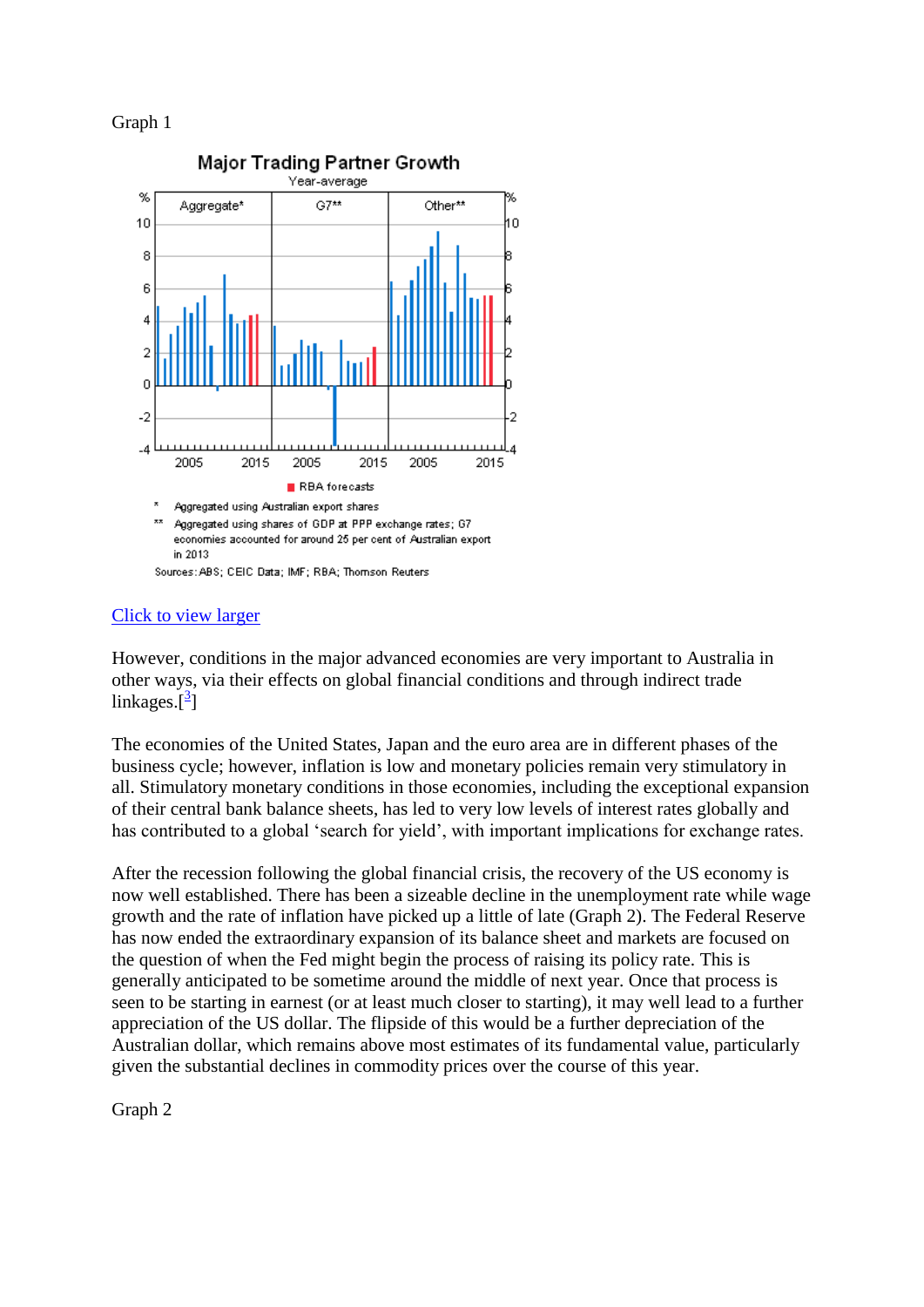Graph 1

[Click to view larger]

However, conditions in the major advanced economies are very important to Australia in other ways, via their effects on global financial conditions and through indirect trade linkages.[3]

The economies of the United States, Japan and the euro area are in different phases of the business cycle; however, inflation is low and monetary policies remain very stimulatory in all. Stimulatory monetary conditions in those economies, including the exceptional expansion of their central bank balance sheets, has led to very low levels of interest rates globally and has contributed to a global 'search for yield', with important implications for exchange rates.

After the recession following the global financial crisis, the recovery of the US economy is now well established. There has been a sizeable decline in the unemployment rate while wage growth and the rate of inflation have picked up a little of late (Graph 2). The Federal Reserve has now ended the extraordinary expansion of its balance sheet and markets are focused on the question of when the Fed might begin the process of raising its policy rate. This is generally anticipated to be sometime around the middle of next year. Once that process is seen to be starting in earnest (or at least much closer to starting), it may well lead to a further appreciation of the US dollar. The flipside of this would be a further depreciation of the Australian dollar, which remains above most estimates of its fundamental value, particularly given the substantial declines in commodity prices over the course of this year.

Graph 2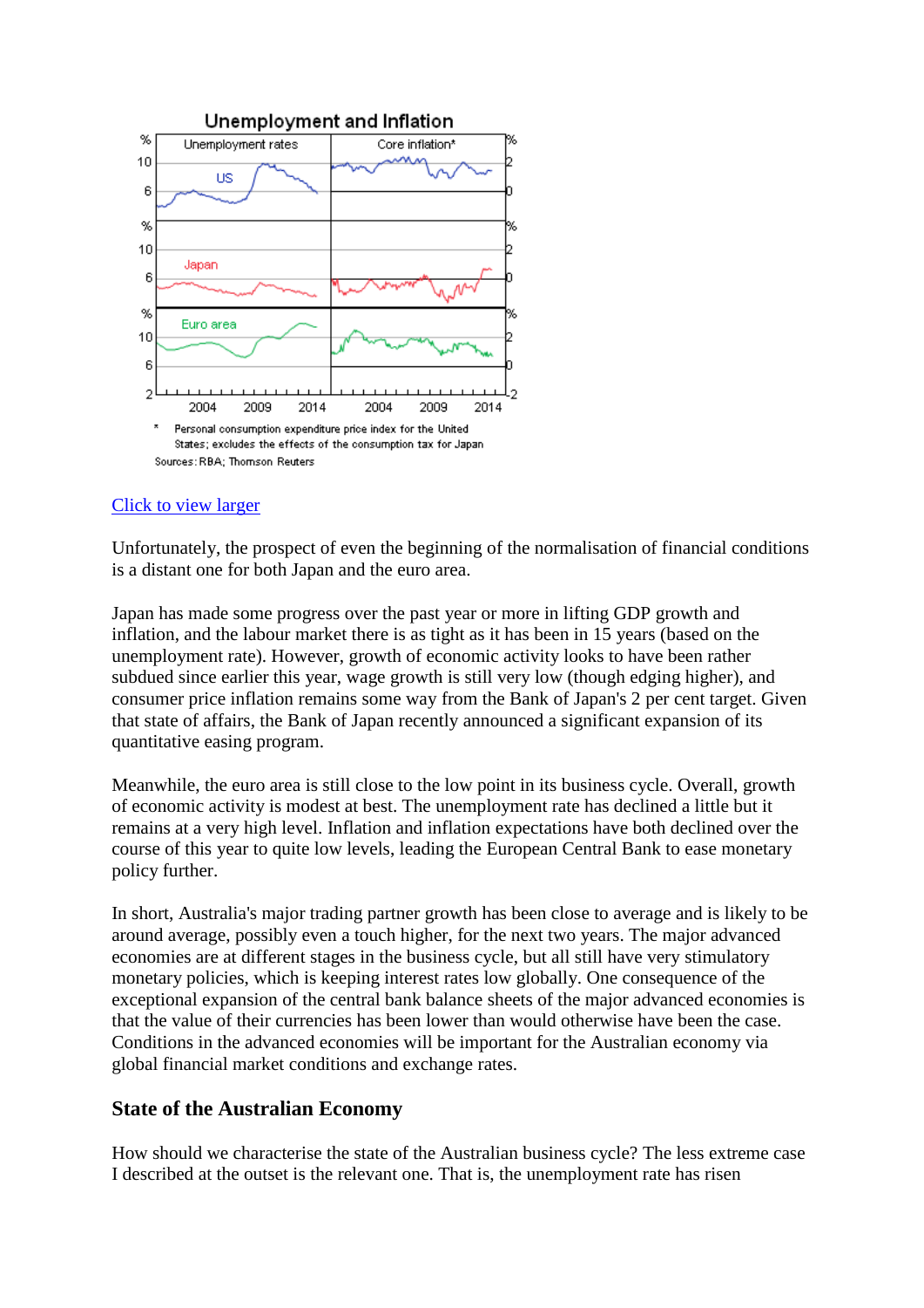Unemployment and Inflation

\* Personal consumption expenditure price index for the United States; excludes the effects of the consumption tax for Japan

Sources: RBA; Thomson Reuters

[Click to view larger]

Unfortunately, the prospect of even the beginning of the normalisation of financial conditions is a distant one for both Japan and the euro area.

Japan has made some progress over the past year or more in lifting GDP growth and inflation, and the labour market there is as tight as it has been in 15 years (based on the unemployment rate). However, growth of economic activity looks to have been rather subdued since earlier this year, wage growth is still very low (though edging higher), and consumer price inflation remains some way from the Bank of Japan's 2 per cent target. Given that state of affairs, the Bank of Japan recently announced a significant expansion of its quantitative easing program.

Meanwhile, the euro area is still close to the low point in its business cycle. Overall, growth of economic activity is modest at best. The unemployment rate has declined a little but it remains at a very high level. Inflation and inflation expectations have both declined over the course of this year to quite low levels, leading the European Central Bank to ease monetary policy further.

In short, Australia's major trading partner growth has been close to average and is likely to be around average, possibly even a touch higher, for the next two years. The major advanced economies are at different stages in the business cycle, but all still have very stimulatory monetary policies, which is keeping interest rates low globally. One consequence of the exceptional expansion of the central bank balance sheets of the major advanced economies is that the value of their currencies has been lower than would otherwise have been the case. Conditions in the advanced economies will be important for the Australian economy via global financial market conditions and exchange rates.

### State of the Australian Economy

How should we characterise the state of the Australian business cycle? The less extreme case I described at the outset is the relevant one. That is, the unemployment rate has risen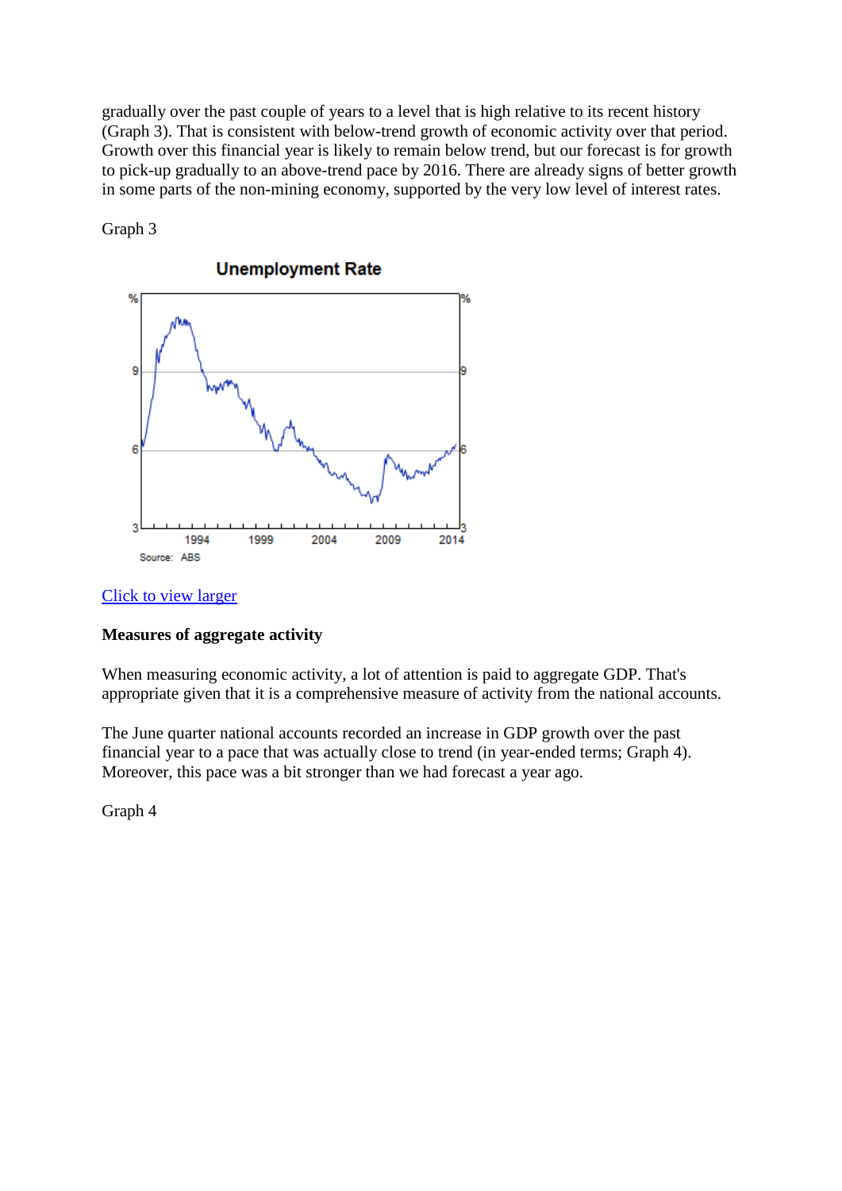gradually over the past couple of years to a level that is high relative to its recent history (Graph 3). That is consistent with below-trend growth of economic activity over that period. Growth over this financial year is likely to remain below trend, but our forecast is for growth to pick-up gradually to an above-trend pace by 2016. There are already signs of better growth in some parts of the non-mining economy, supported by the very low level of interest rates.

Graph 3

Click to view larger

**Measures of aggregate activity**

When measuring economic activity, a lot of attention is paid to aggregate GDP. That's appropriate given that it is a comprehensive measure of activity from the national accounts.

The June quarter national accounts recorded an increase in GDP growth over the past financial year to a pace that was actually close to trend (in year-ended terms; Graph 4). Moreover, this pace was a bit stronger than we had forecast a year ago.

Graph 4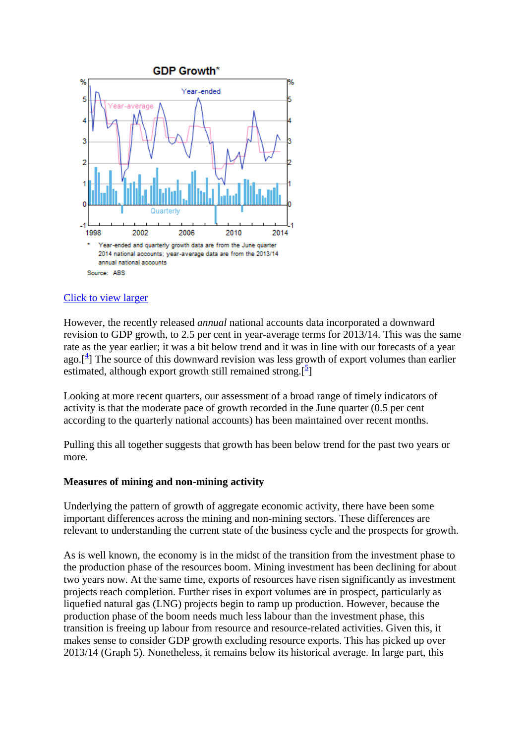**GDP Growth***

* Year-ended and quarterly growth data are from the June quarter 2014 national accounts; year-average data are from the 2013/14 annual national accounts

Source: ABS

[Click to view larger]

However, the recently released *annual* national accounts data incorporated a downward revision to GDP growth, to 2.5 per cent in year-average terms for 2013/14. This was the same rate as the year earlier; it was a bit below trend and it was in line with our forecasts of a year ago.[4] The source of this downward revision was less growth of export volumes than earlier estimated, although export growth still remained strong.[5]

Looking at more recent quarters, our assessment of a broad range of timely indicators of activity is that the moderate pace of growth recorded in the June quarter (0.5 per cent according to the quarterly national accounts) has been maintained over recent months.

Pulling this all together suggests that growth has been below trend for the past two years or more.

**Measures of mining and non-mining activity**

Underlying the pattern of growth of aggregate economic activity, there have been some important differences across the mining and non-mining sectors. These differences are relevant to understanding the current state of the business cycle and the prospects for growth.

As is well known, the economy is in the midst of the transition from the investment phase to the production phase of the resources boom. Mining investment has been declining for about two years now. At the same time, exports of resources have risen significantly as investment projects reach completion. Further rises in export volumes are in prospect, particularly as liquefied natural gas (LNG) projects begin to ramp up production. However, because the production phase of the boom needs much less labour than the investment phase, this transition is freeing up labour from resource and resource-related activities. Given this, it makes sense to consider GDP growth excluding resource exports. This has picked up over 2013/14 (Graph 5). Nonetheless, it remains below its historical average. In large part, this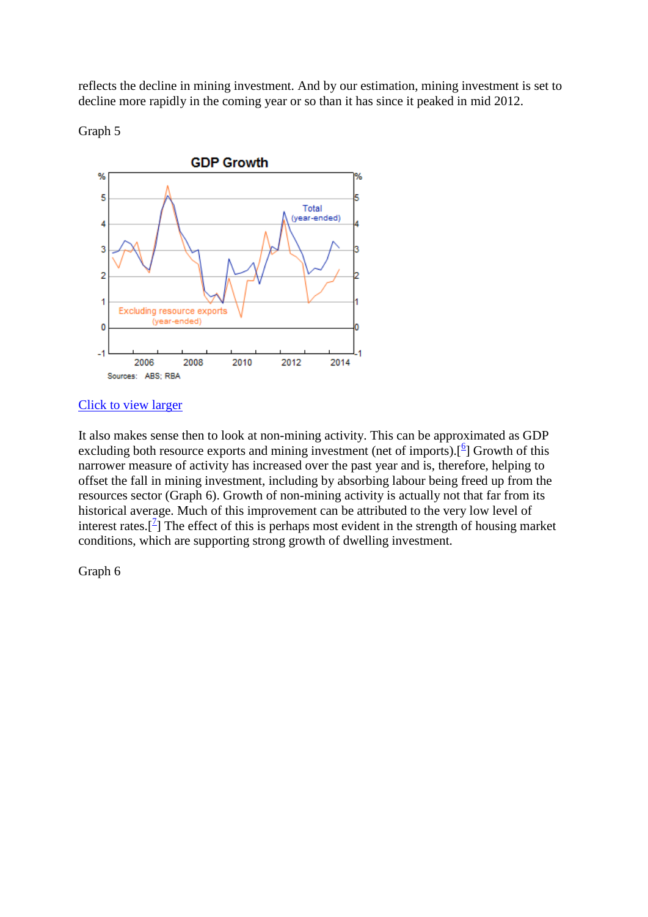reflects the decline in mining investment. And by our estimation, mining investment is set to decline more rapidly in the coming year or so than it has since it peaked in mid 2012.

Graph 5

Click to view larger

It also makes sense then to look at non-mining activity. This can be approximated as GDP excluding both resource exports and mining investment (net of imports).[6] Growth of this narrower measure of activity has increased over the past year and is, therefore, helping to offset the fall in mining investment, including by absorbing labour being freed up from the resources sector (Graph 6). Growth of non-mining activity is actually not that far from its historical average. Much of this improvement can be attributed to the very low level of interest rates.[7] The effect of this is perhaps most evident in the strength of housing market conditions, which are supporting strong growth of dwelling investment.

Graph 6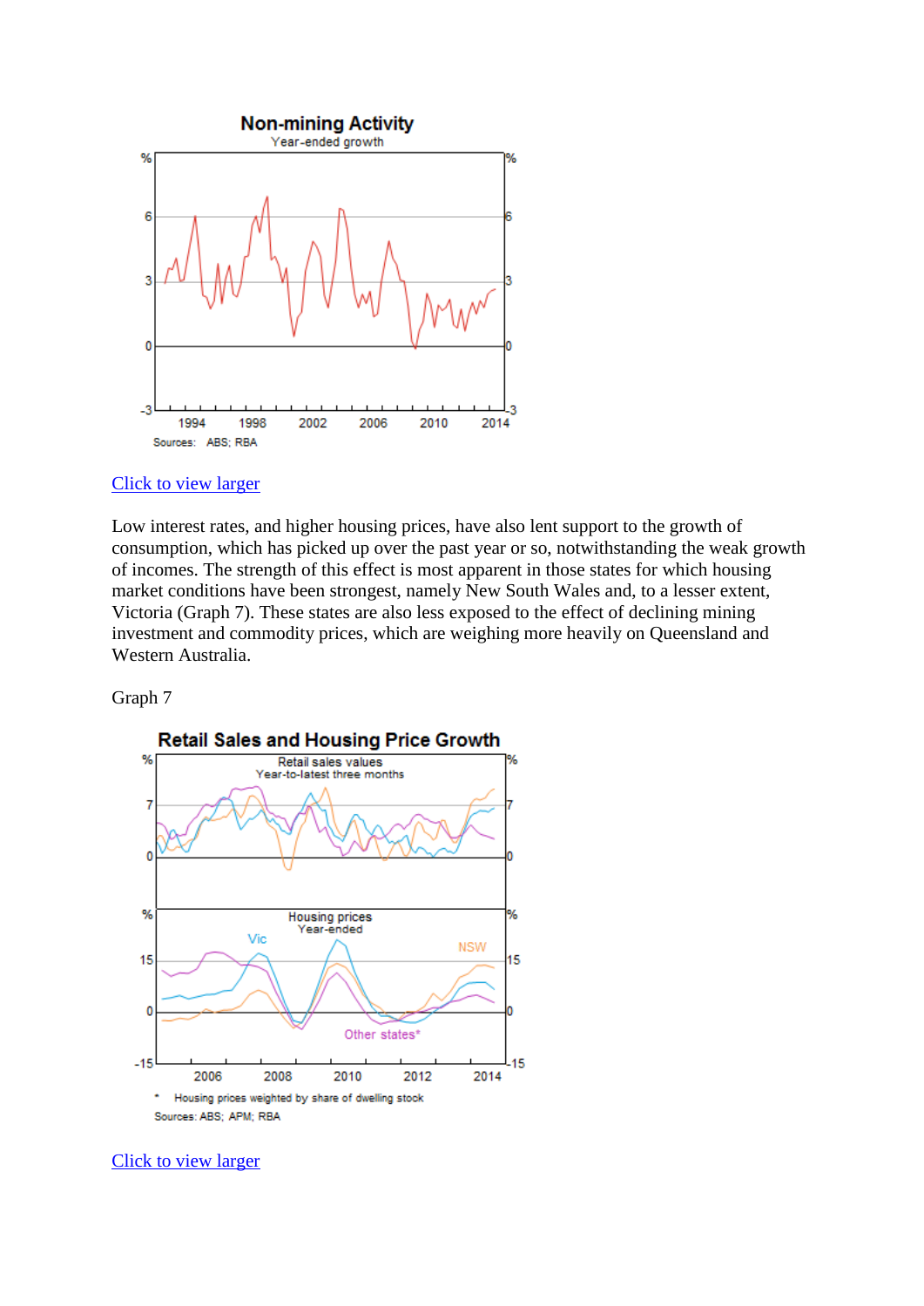Click to view larger

Low interest rates, and higher housing prices, have also lent support to the growth of consumption, which has picked up over the past year or so, notwithstanding the weak growth of incomes. The strength of this effect is most apparent in those states for which housing market conditions have been strongest, namely New South Wales and, to a lesser extent, Victoria (Graph 7). These states are also less exposed to the effect of declining mining investment and commodity prices, which are weighing more heavily on Queensland and Western Australia.

Graph 7

Click to view larger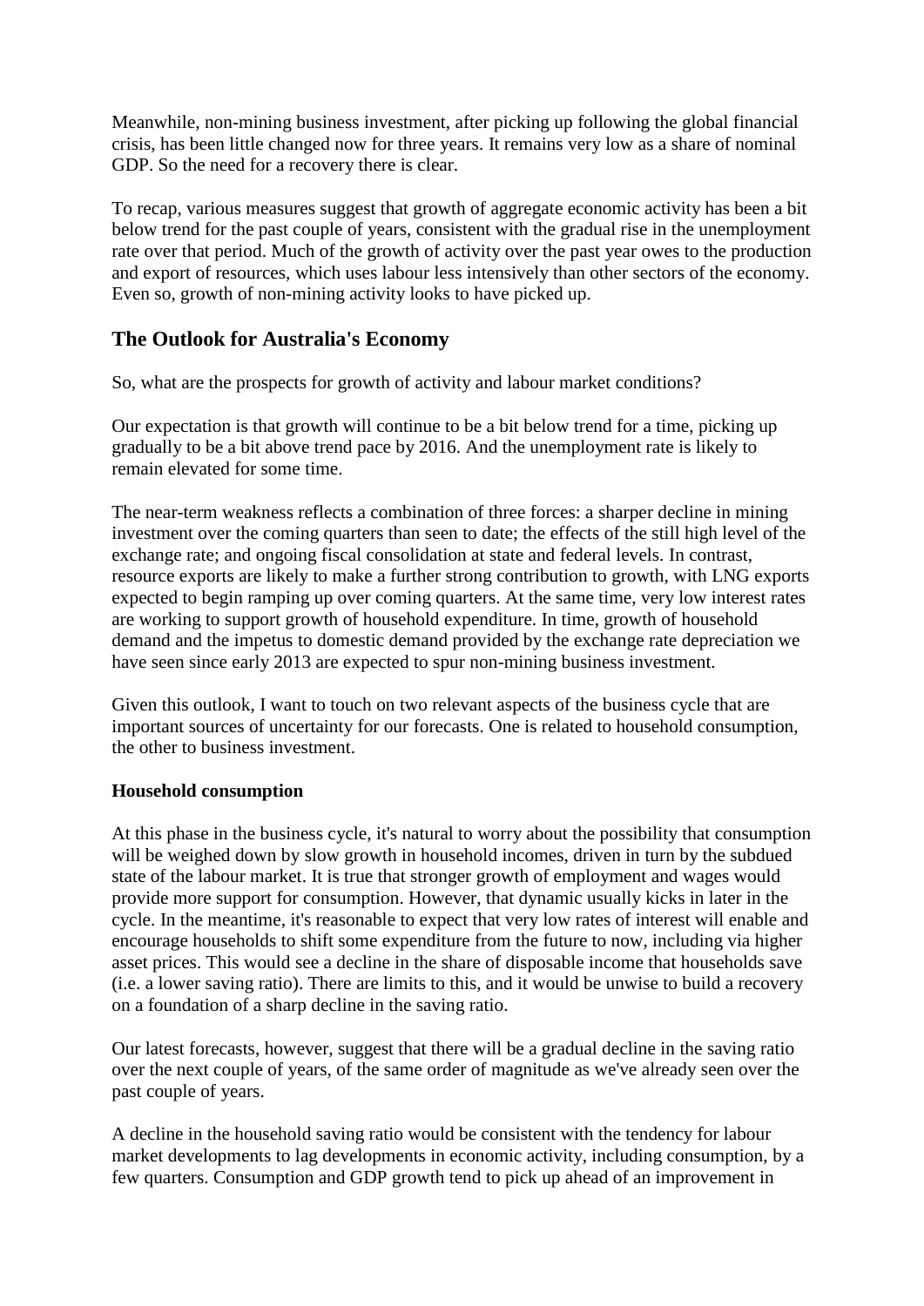Meanwhile, non-mining business investment, after picking up following the global financial crisis, has been little changed now for three years. It remains very low as a share of nominal GDP. So the need for a recovery there is clear.

To recap, various measures suggest that growth of aggregate economic activity has been a bit below trend for the past couple of years, consistent with the gradual rise in the unemployment rate over that period. Much of the growth of activity over the past year owes to the production and export of resources, which uses labour less intensively than other sectors of the economy. Even so, growth of non-mining activity looks to have picked up.

## The Outlook for Australia's Economy

So, what are the prospects for growth of activity and labour market conditions?

Our expectation is that growth will continue to be a bit below trend for a time, picking up gradually to be a bit above trend pace by 2016. And the unemployment rate is likely to remain elevated for some time.

The near-term weakness reflects a combination of three forces: a sharper decline in mining investment over the coming quarters than seen to date; the effects of the still high level of the exchange rate; and ongoing fiscal consolidation at state and federal levels. In contrast, resource exports are likely to make a further strong contribution to growth, with LNG exports expected to begin ramping up over coming quarters. At the same time, very low interest rates are working to support growth of household expenditure. In time, growth of household demand and the impetus to domestic demand provided by the exchange rate depreciation we have seen since early 2013 are expected to spur non-mining business investment.

Given this outlook, I want to touch on two relevant aspects of the business cycle that are important sources of uncertainty for our forecasts. One is related to household consumption, the other to business investment.

### Household consumption

At this phase in the business cycle, it's natural to worry about the possibility that consumption will be weighed down by slow growth in household incomes, driven in turn by the subdued state of the labour market. It is true that stronger growth of employment and wages would provide more support for consumption. However, that dynamic usually kicks in later in the cycle. In the meantime, it's reasonable to expect that very low rates of interest will enable and encourage households to shift some expenditure from the future to now, including via higher asset prices. This would see a decline in the share of disposable income that households save (i.e. a lower saving ratio). There are limits to this, and it would be unwise to build a recovery on a foundation of a sharp decline in the saving ratio.

Our latest forecasts, however, suggest that there will be a gradual decline in the saving ratio over the next couple of years, of the same order of magnitude as we've already seen over the past couple of years.

A decline in the household saving ratio would be consistent with the tendency for labour market developments to lag developments in economic activity, including consumption, by a few quarters. Consumption and GDP growth tend to pick up ahead of an improvement in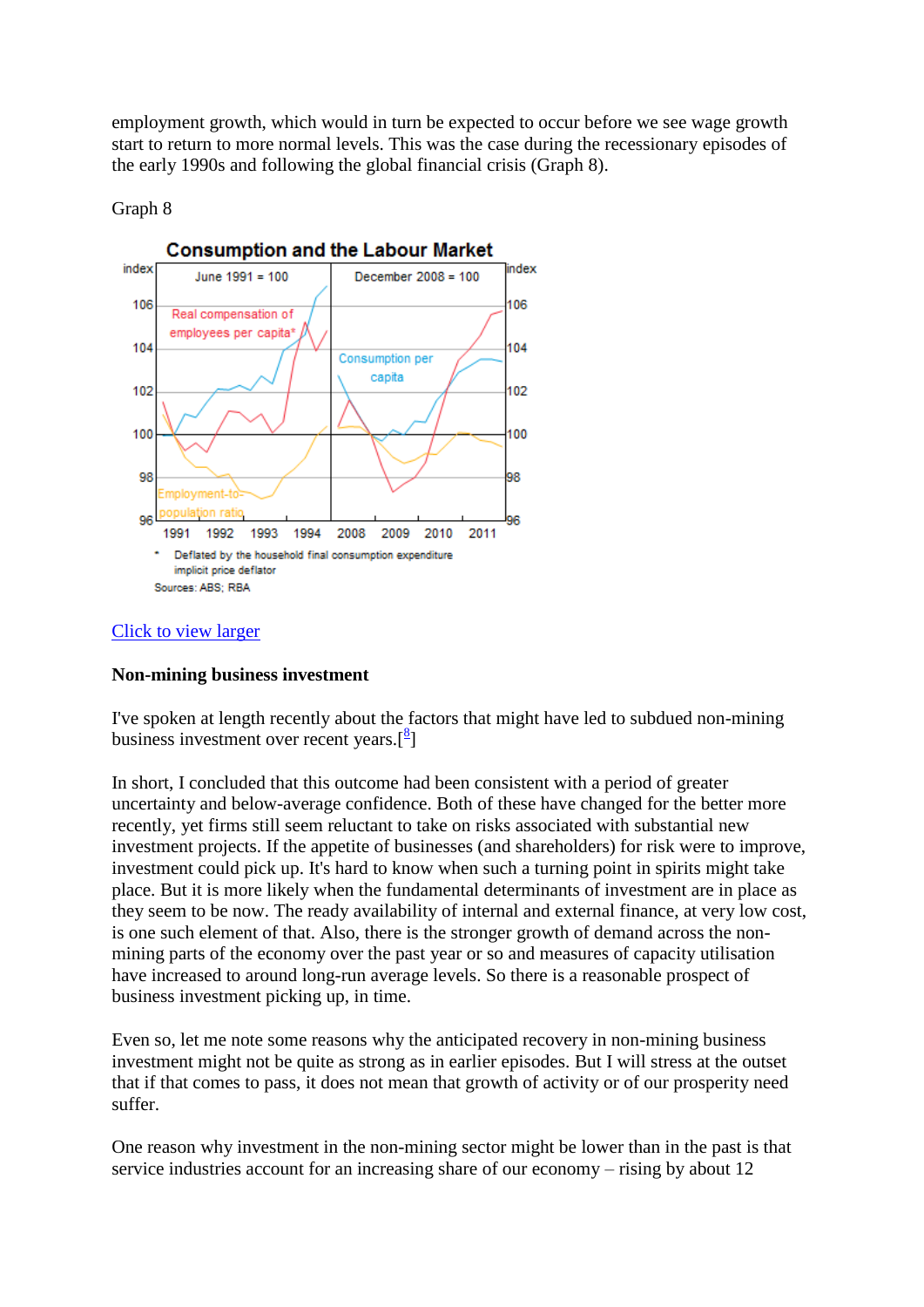employment growth, which would in turn be expected to occur before we see wage growth start to return to more normal levels. This was the case during the recessionary episodes of the early 1990s and following the global financial crisis (Graph 8).

Graph 8

Consumption and the Labour Market

* Deflated by the household final consumption expenditure implicit price deflator

Sources: ABS; RBA

Click to view larger

**Non-mining business investment**

I've spoken at length recently about the factors that might have led to subdued non-mining business investment over recent years.[8]

In short, I concluded that this outcome had been consistent with a period of greater uncertainty and below-average confidence. Both of these have changed for the better more recently, yet firms still seem reluctant to take on risks associated with substantial new investment projects. If the appetite of businesses (and shareholders) for risk were to improve, investment could pick up. It's hard to know when such a turning point in spirits might take place. But it is more likely when the fundamental determinants of investment are in place as they seem to be now. The ready availability of internal and external finance, at very low cost, is one such element of that. Also, there is the stronger growth of demand across the non-mining parts of the economy over the past year or so and measures of capacity utilisation have increased to around long-run average levels. So there is a reasonable prospect of business investment picking up, in time.

Even so, let me note some reasons why the anticipated recovery in non-mining business investment might not be quite as strong as in earlier episodes. But I will stress at the outset that if that comes to pass, it does not mean that growth of activity or of our prosperity need suffer.

One reason why investment in the non-mining sector might be lower than in the past is that service industries account for an increasing share of our economy – rising by about 12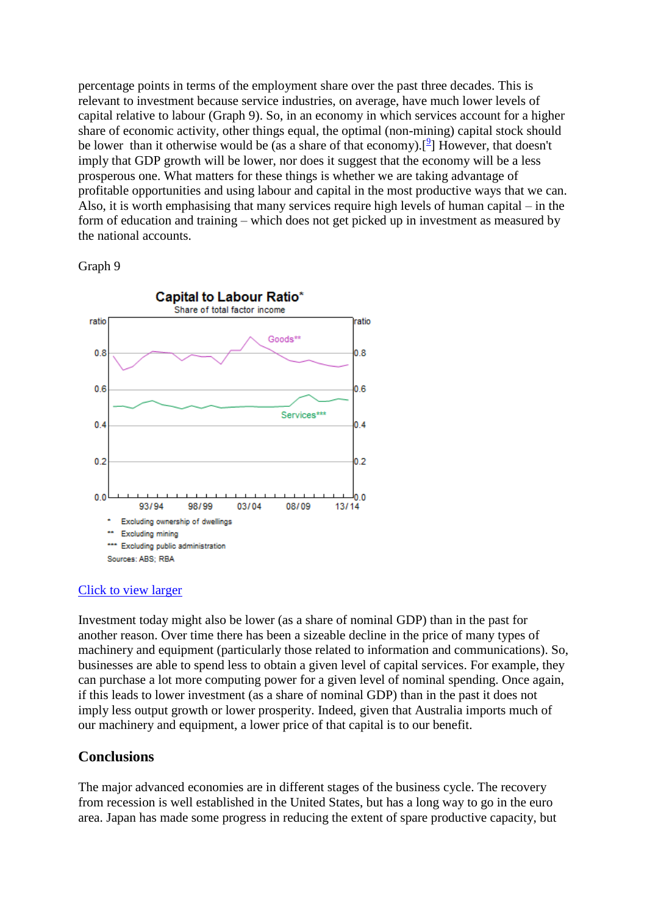percentage points in terms of the employment share over the past three decades. This is relevant to investment because service industries, on average, have much lower levels of capital relative to labour (Graph 9). So, in an economy in which services account for a higher share of economic activity, other things equal, the optimal (non-mining) capital stock should be lower than it otherwise would be (as a share of that economy).[9] However, that doesn't imply that GDP growth will be lower, nor does it suggest that the economy will be a less prosperous one. What matters for these things is whether we are taking advantage of profitable opportunities and using labour and capital in the most productive ways that we can. Also, it is worth emphasising that many services require high levels of human capital – in the form of education and training – which does not get picked up in investment as measured by the national accounts.

Graph 9

**Capital to Labour Ratio***

Share of total factor income

\* Excluding ownership of dwellings
\*\* Excluding mining
\*\*\* Excluding public administration
Sources: ABS; RBA

Click to view larger

Investment today might also be lower (as a share of nominal GDP) than in the past for another reason. Over time there has been a sizeable decline in the price of many types of machinery and equipment (particularly those related to information and communications). So, businesses are able to spend less to obtain a given level of capital services. For example, they can purchase a lot more computing power for a given level of nominal spending. Once again, if this leads to lower investment (as a share of nominal GDP) than in the past it does not imply less output growth or lower prosperity. Indeed, given that Australia imports much of our machinery and equipment, a lower price of that capital is to our benefit.

## Conclusions

The major advanced economies are in different stages of the business cycle. The recovery from recession is well established in the United States, but has a long way to go in the euro area. Japan has made some progress in reducing the extent of spare productive capacity, but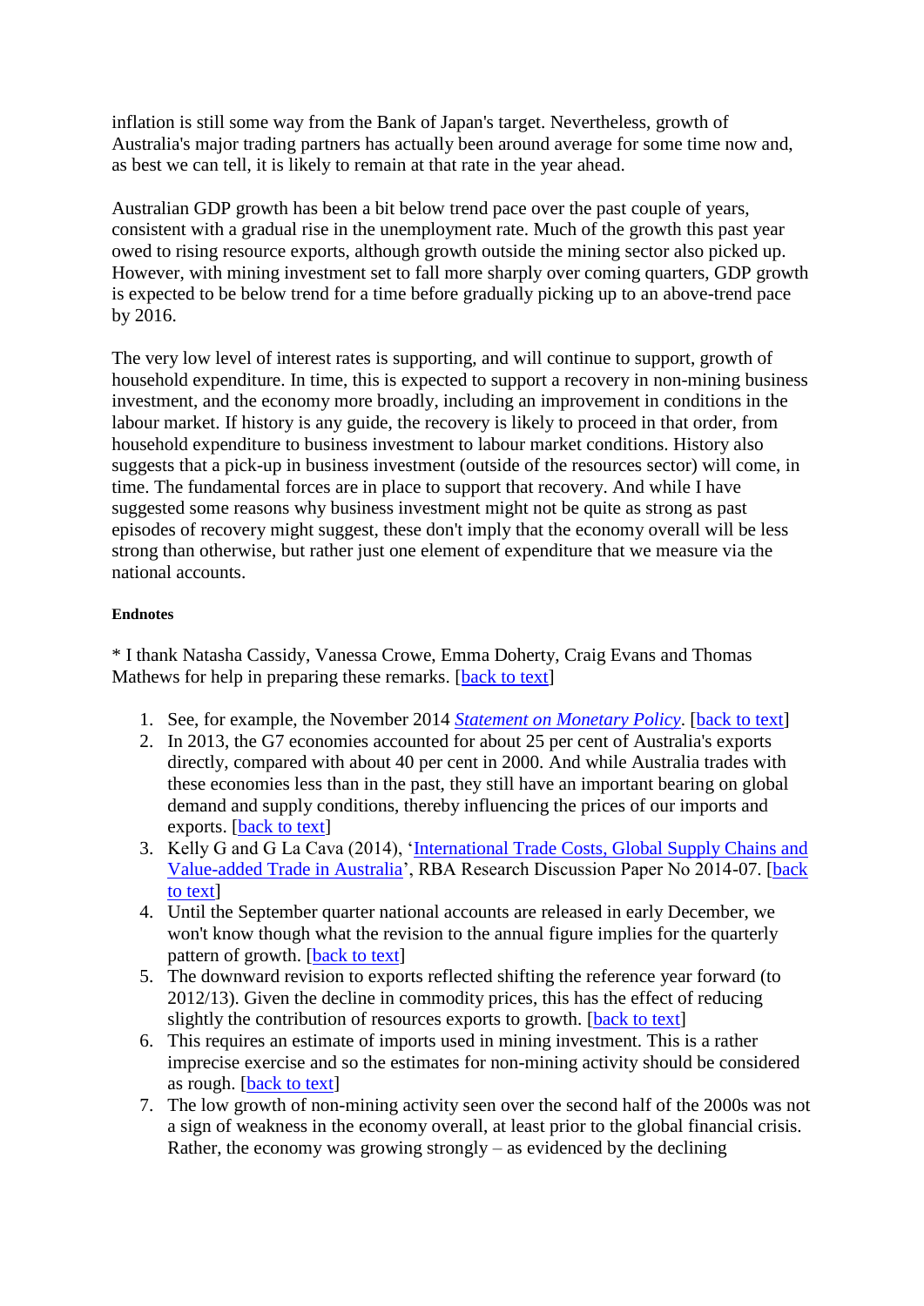inflation is still some way from the Bank of Japan's target. Nevertheless, growth of Australia's major trading partners has actually been around average for some time now and, as best we can tell, it is likely to remain at that rate in the year ahead.

Australian GDP growth has been a bit below trend pace over the past couple of years, consistent with a gradual rise in the unemployment rate. Much of the growth this past year owed to rising resource exports, although growth outside the mining sector also picked up. However, with mining investment set to fall more sharply over coming quarters, GDP growth is expected to be below trend for a time before gradually picking up to an above-trend pace by 2016.

The very low level of interest rates is supporting, and will continue to support, growth of household expenditure. In time, this is expected to support a recovery in non-mining business investment, and the economy more broadly, including an improvement in conditions in the labour market. If history is any guide, the recovery is likely to proceed in that order, from household expenditure to business investment to labour market conditions. History also suggests that a pick-up in business investment (outside of the resources sector) will come, in time. The fundamental forces are in place to support that recovery. And while I have suggested some reasons why business investment might not be quite as strong as past episodes of recovery might suggest, these don't imply that the economy overall will be less strong than otherwise, but rather just one element of expenditure that we measure via the national accounts.

#### Endnotes

* I thank Natasha Cassidy, Vanessa Crowe, Emma Doherty, Craig Evans and Thomas Mathews for help in preparing these remarks. [back to text]

1. See, for example, the November 2014 *Statement on Monetary Policy*. [back to text]
2. In 2013, the G7 economies accounted for about 25 per cent of Australia's exports directly, compared with about 40 per cent in 2000. And while Australia trades with these economies less than in the past, they still have an important bearing on global demand and supply conditions, thereby influencing the prices of our imports and exports. [back to text]
3. Kelly G and G La Cava (2014), 'International Trade Costs, Global Supply Chains and Value-added Trade in Australia', RBA Research Discussion Paper No 2014-07. [back to text]
4. Until the September quarter national accounts are released in early December, we won't know though what the revision to the annual figure implies for the quarterly pattern of growth. [back to text]
5. The downward revision to exports reflected shifting the reference year forward (to 2012/13). Given the decline in commodity prices, this has the effect of reducing slightly the contribution of resources exports to growth. [back to text]
6. This requires an estimate of imports used in mining investment. This is a rather imprecise exercise and so the estimates for non-mining activity should be considered as rough. [back to text]
7. The low growth of non-mining activity seen over the second half of the 2000s was not a sign of weakness in the economy overall, at least prior to the global financial crisis. Rather, the economy was growing strongly – as evidenced by the declining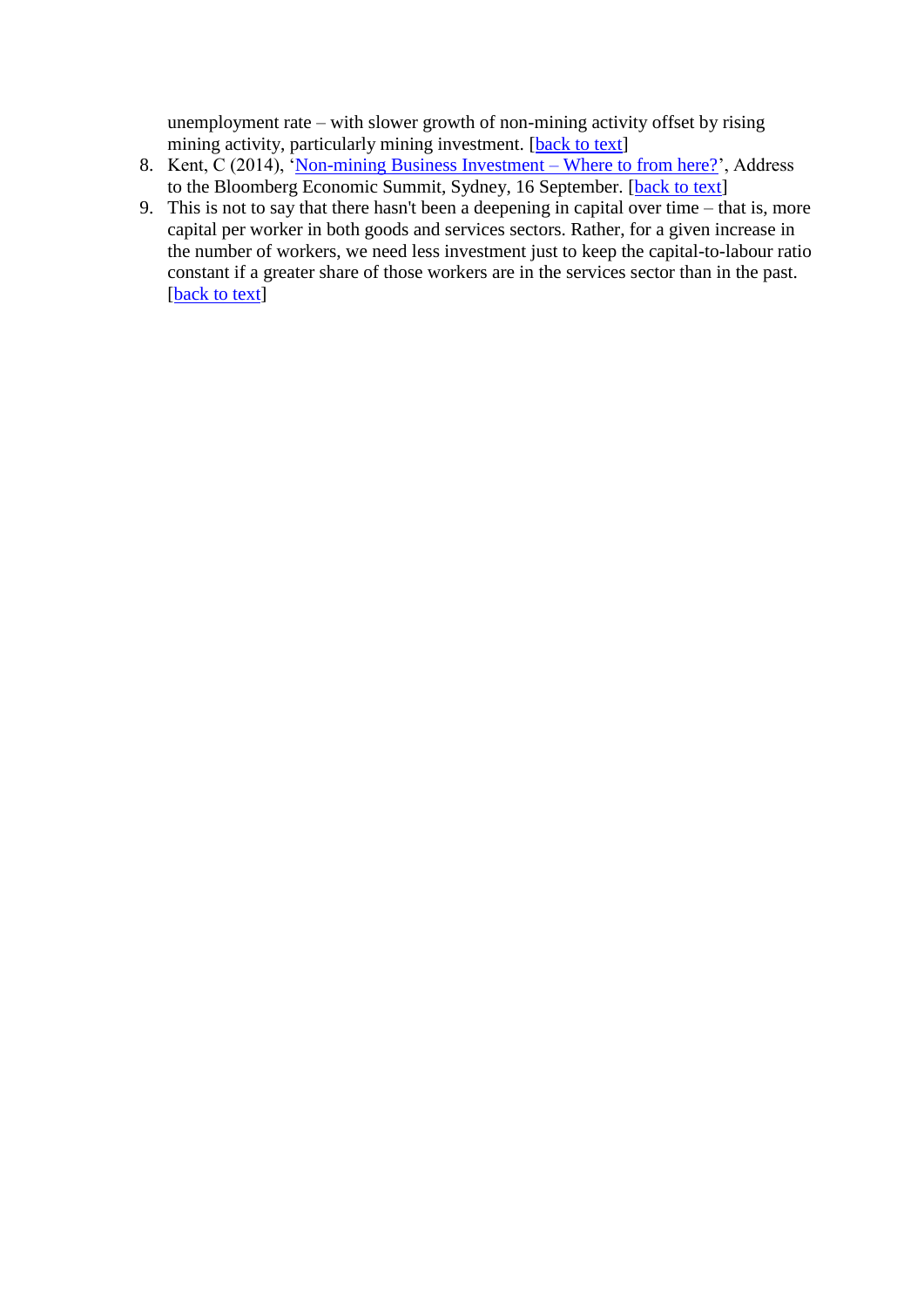unemployment rate – with slower growth of non-mining activity offset by rising mining activity, particularly mining investment. [back to text]

8. Kent, C (2014), 'Non-mining Business Investment – Where to from here?', Address to the Bloomberg Economic Summit, Sydney, 16 September. [back to text]
9. This is not to say that there hasn't been a deepening in capital over time – that is, more capital per worker in both goods and services sectors. Rather, for a given increase in the number of workers, we need less investment just to keep the capital-to-labour ratio constant if a greater share of those workers are in the services sector than in the past. [back to text]